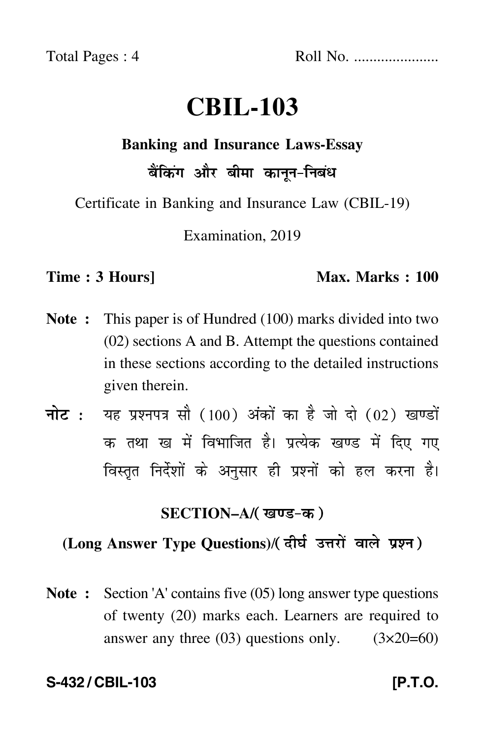Total Pages : 4 Roll No. .....................

# CBIL-103

**Banking and Insurance Laws-Essay**

**बैंकिंग और बीमा कानून-निबंध**

Certificate in Banking and Insurance Law (CBIL-19)

Examination, 2019

**Time : 3 Hours]** **Max. Marks : 100**

**Note :** This paper is of Hundred (100) marks divided into two (02) sections A and B. Attempt the questions contained in these sections according to the detailed instructions given therein.

**नोट :** यह प्रश्नपत्र सौ (100) अंकों का है जो दो (02) खण्डों क तथा ख में विभाजित है। प्रत्येक खण्ड में दिए गए विस्तृत निर्देशों के अनुसार ही प्रश्नों को हल करना है।

## SECTION–A/(खण्ड-क)

### (Long Answer Type Questions)/(दीर्घ उत्तरों वाले प्रश्न)

**Note :** Section 'A' contains five (05) long answer type questions of twenty (20) marks each. Learners are required to answer any three (03) questions only. (3×20=60)

S-432 / CBIL-103 [P.T.O.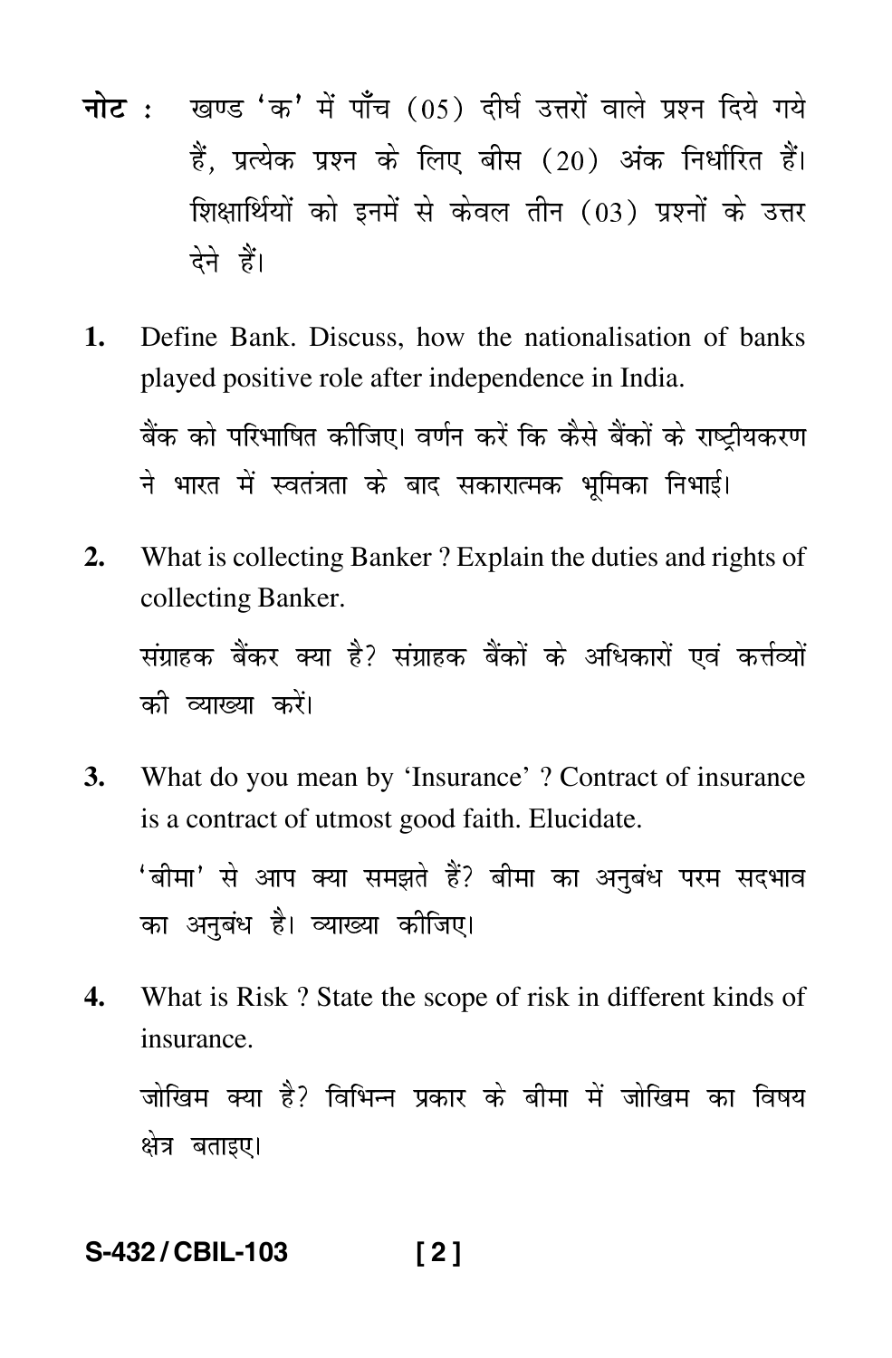**नोट :** खण्ड 'क' में पाँच (05) दीर्घ उत्तरों वाले प्रश्न दिये गये हैं, प्रत्येक प्रश्न के लिए बीस (20) अंक निर्धारित हैं। शिक्षार्थियों को इनमें से केवल तीन (03) प्रश्नों के उत्तर देने हैं।

1. Define Bank. Discuss, how the nationalisation of banks played positive role after independence in India.

   बैंक को परिभाषित कीजिए। वर्णन करें कि कैसे बैंकों के राष्ट्रीयकरण ने भारत में स्वतंत्रता के बाद सकारात्मक भूमिका निभाई।

2. What is collecting Banker ? Explain the duties and rights of collecting Banker.

   संग्राहक बैंकर क्या है? संग्राहक बैंकों के अधिकारों एवं कर्त्तव्यों की व्याख्या करें।

3. What do you mean by 'Insurance' ? Contract of insurance is a contract of utmost good faith. Elucidate.

   'बीमा' से आप क्या समझते हैं? बीमा का अनुबंध परम सदभाव का अनुबंध है। व्याख्या कीजिए।

4. What is Risk ? State the scope of risk in different kinds of insurance.

   जोखिम क्या है? विभिन्न प्रकार के बीमा में जोखिम का विषय क्षेत्र बताइए।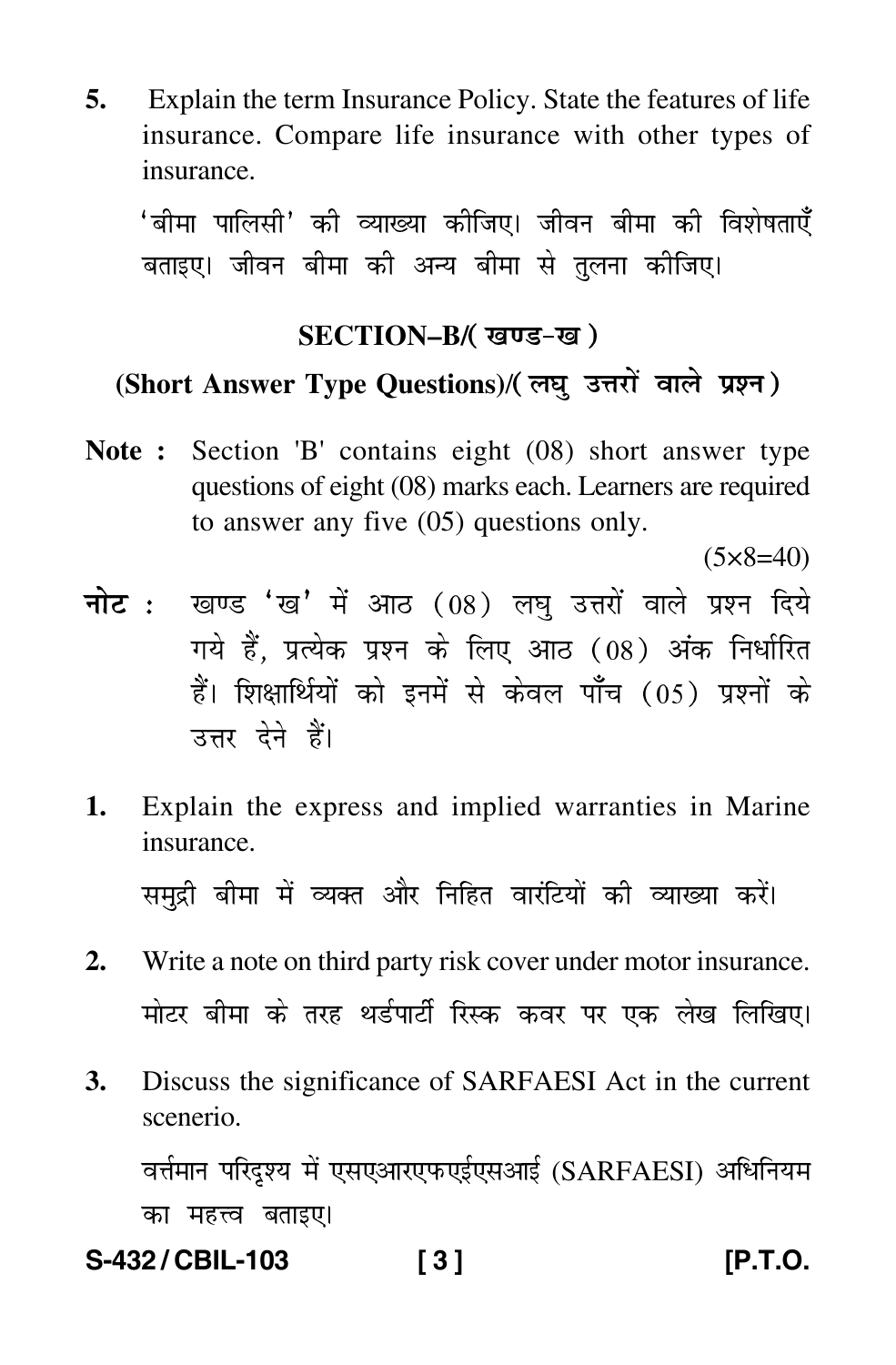**5.** Explain the term Insurance Policy. State the features of life insurance. Compare life insurance with other types of insurance.

'बीमा पालिसी' की व्याख्या कीजिए। जीवन बीमा की विशेषताएँ बताइए। जीवन बीमा की अन्य बीमा से तुलना कीजिए।

## SECTION–B/( खण्ड-ख )

### (Short Answer Type Questions)/( लघु उत्तरों वाले प्रश्न )

**Note :** Section 'B' contains eight (08) short answer type questions of eight (08) marks each. Learners are required to answer any five (05) questions only.

(5×8=40)

**नोट :** खण्ड 'ख' में आठ (08) लघु उत्तरों वाले प्रश्न दिये गये हैं, प्रत्येक प्रश्न के लिए आठ (08) अंक निर्धारित हैं। शिक्षार्थियों को इनमें से केवल पाँच (05) प्रश्नों के उत्तर देने हैं।

**1.** Explain the express and implied warranties in Marine insurance.

समुद्री बीमा में व्यक्त और निहित वारंटियों की व्याख्या करें।

**2.** Write a note on third party risk cover under motor insurance.

मोटर बीमा के तरह थर्डपार्टी रिस्क कवर पर एक लेख लिखिए।

**3.** Discuss the significance of SARFAESI Act in the current scenerio.

वर्त्तमान परिदृश्य में एसएआरएफएईएसआई (SARFAESI) अधिनियम का महत्त्व बताइए।

S-432 / CBIL-103 [P.T.O.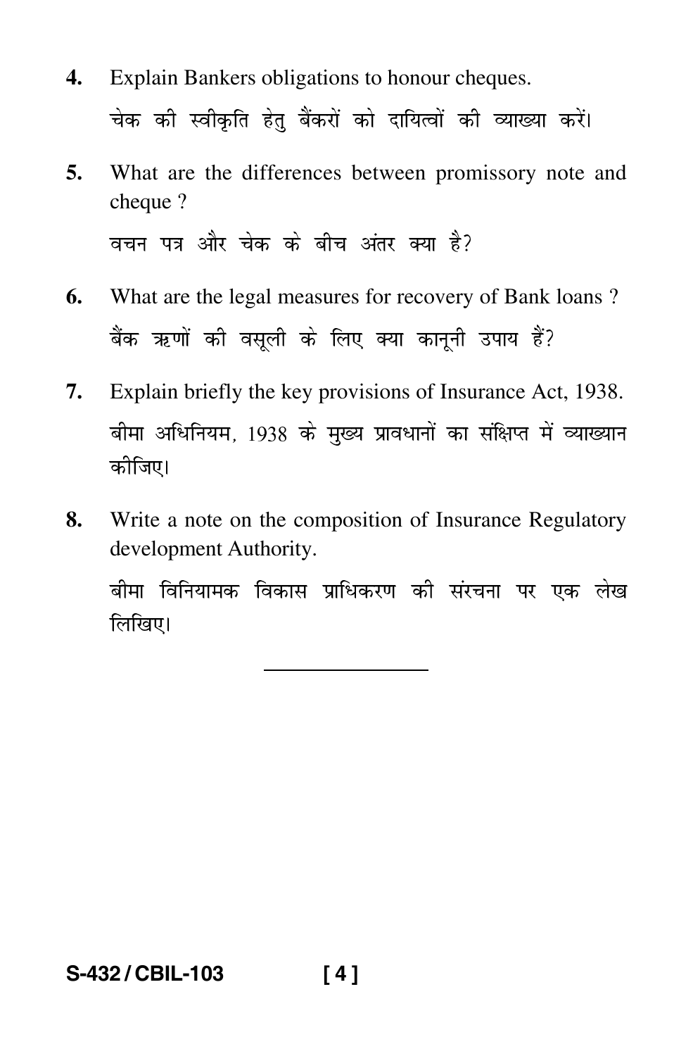**4.** Explain Bankers obligations to honour cheques.

चेक की स्वीकृति हेतु बैंकरों को दायित्वों की व्याख्या करें।

**5.** What are the differences between promissory note and cheque ?

वचन पत्र और चेक के बीच अंतर क्या है?

**6.** What are the legal measures for recovery of Bank loans ?

बैंक ऋणों की वसूली के लिए क्या कानूनी उपाय हैं?

**7.** Explain briefly the key provisions of Insurance Act, 1938.

बीमा अधिनियम, 1938 के मुख्य प्रावधानों का संक्षिप्त में व्याख्यान कीजिए।

**8.** Write a note on the composition of Insurance Regulatory development Authority.

बीमा विनियामक विकास प्राधिकरण की संरचना पर एक लेख लिखिए।

---